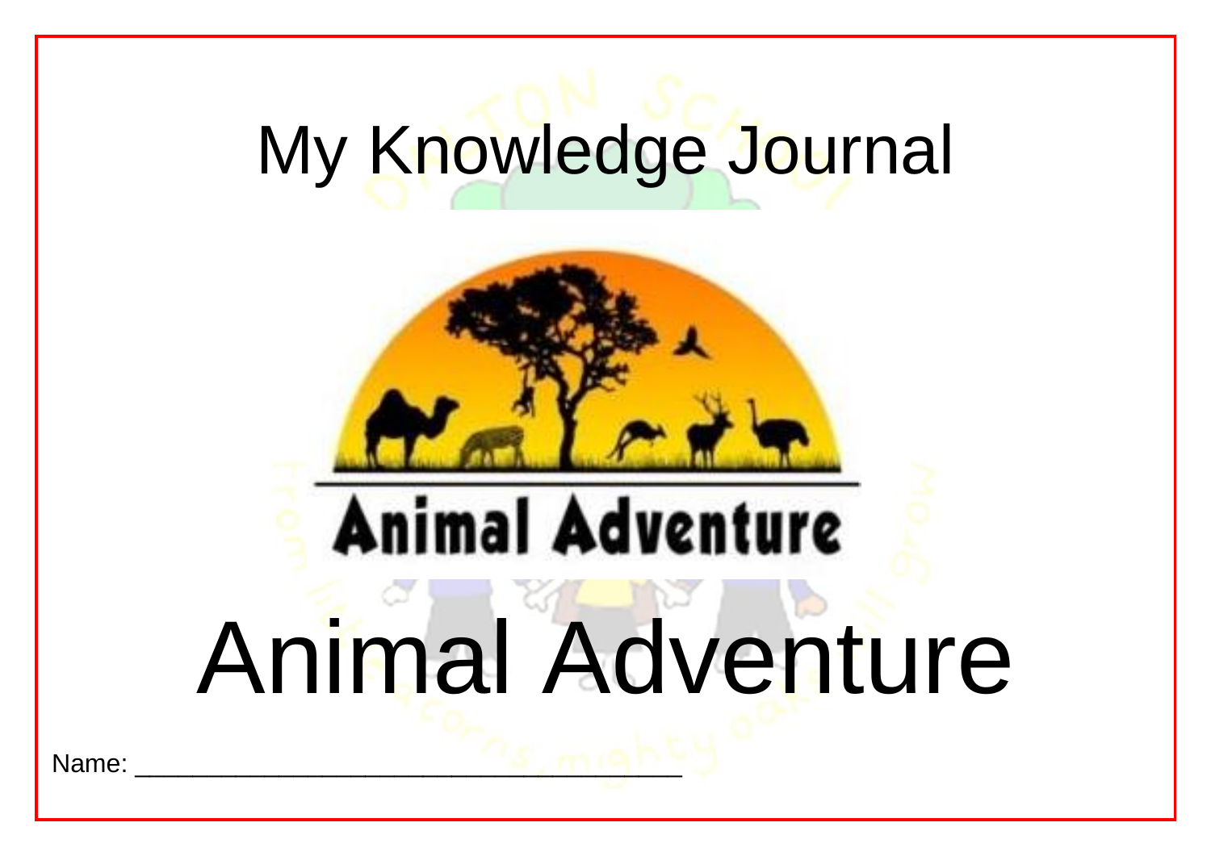# My Knowledge Journal

Animal Adventure

# Animal Adventure

Name: ___________________________________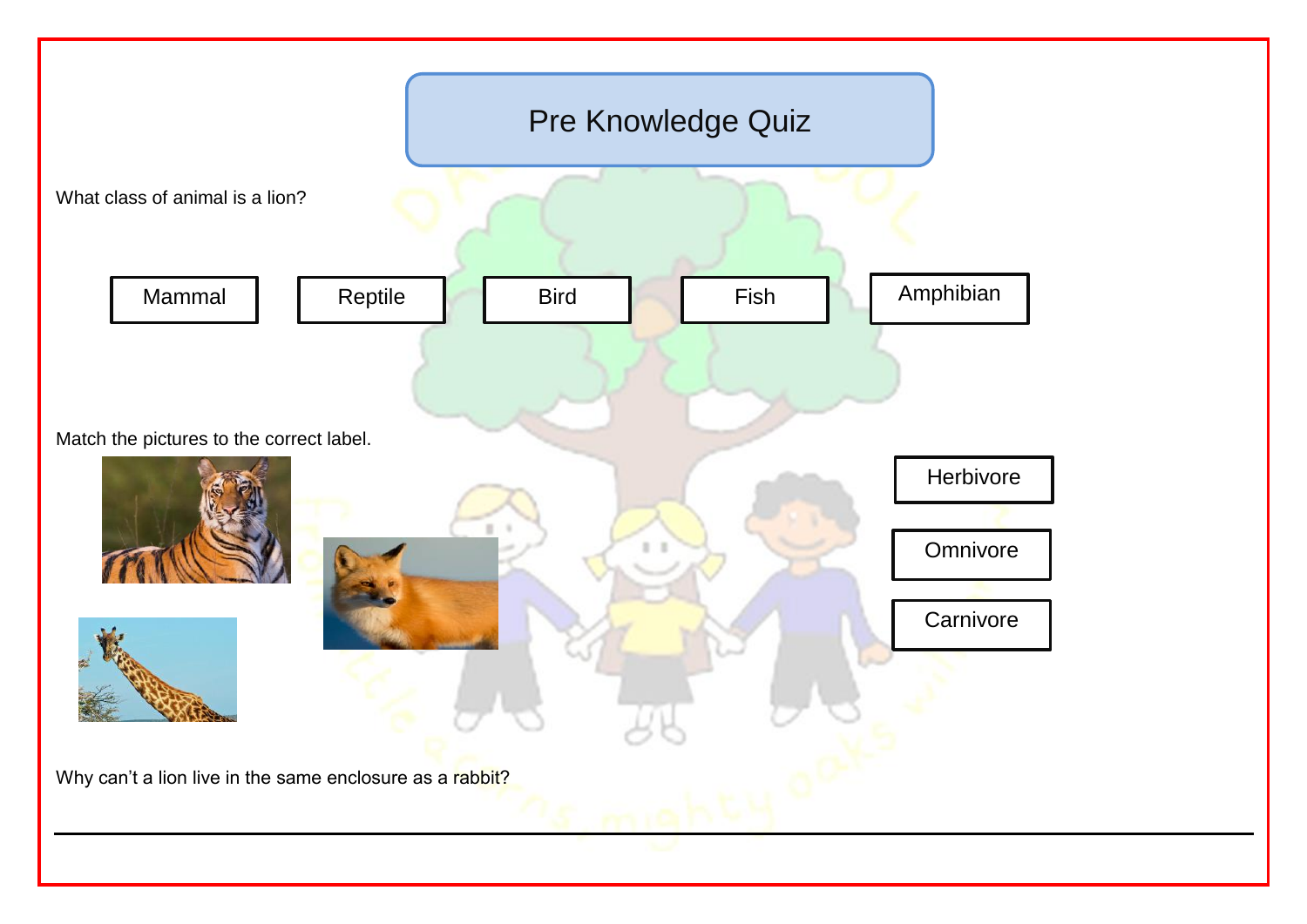# Pre Knowledge Quiz

What class of animal is a lion?

Mammal | Reptile | Bird | Fish | Amphibian

Match the pictures to the correct label.

Herbivore

Omnivore

Carnivore

Why can't a lion live in the same enclosure as a rabbit?

___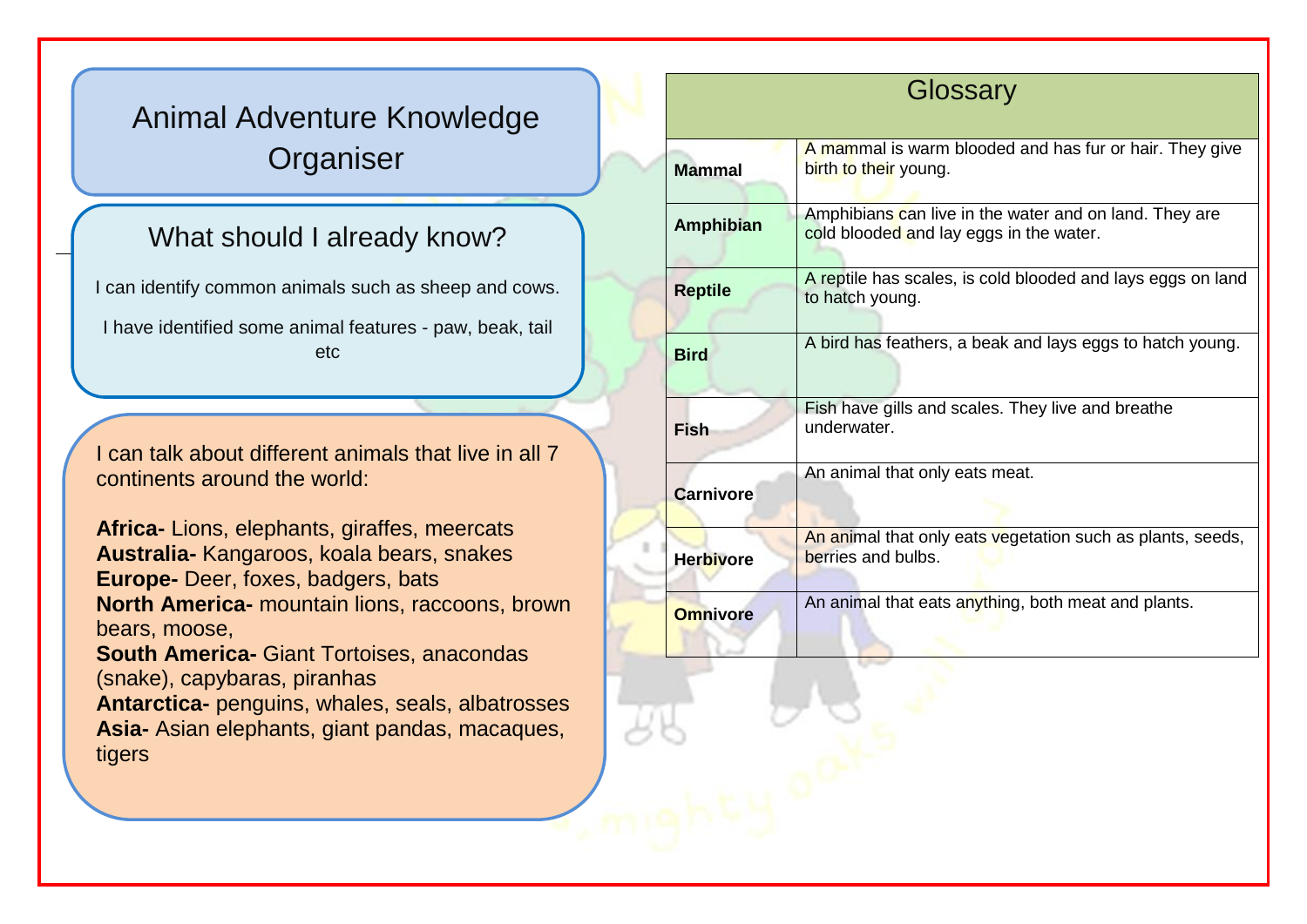# Animal Adventure Knowledge Organiser

## What should I already know?

I can identify common animals such as sheep and cows.

I have identified some animal features - paw, beak, tail etc

I can talk about different animals that live in all 7 continents around the world:

**Africa-** Lions, elephants, giraffes, meercats
**Australia-** Kangaroos, koala bears, snakes
**Europe-** Deer, foxes, badgers, bats
**North America-** mountain lions, raccoons, brown bears, moose,
**South America-** Giant Tortoises, anacondas (snake), capybaras, piranhas
**Antarctica-** penguins, whales, seals, albatrosses
**Asia-** Asian elephants, giant pandas, macaques, tigers

## Glossary

| Term | Definition |
|---|---|
| **Mammal** | A mammal is warm blooded and has fur or hair. They give birth to their young. |
| **Amphibian** | Amphibians can live in the water and on land. They are cold blooded and lay eggs in the water. |
| **Reptile** | A reptile has scales, is cold blooded and lays eggs on land to hatch young. |
| **Bird** | A bird has feathers, a beak and lays eggs to hatch young. |
| **Fish** | Fish have gills and scales. They live and breathe underwater. |
| **Carnivore** | An animal that only eats meat. |
| **Herbivore** | An animal that only eats vegetation such as plants, seeds, berries and bulbs. |
| **Omnivore** | An animal that eats anything, both meat and plants. |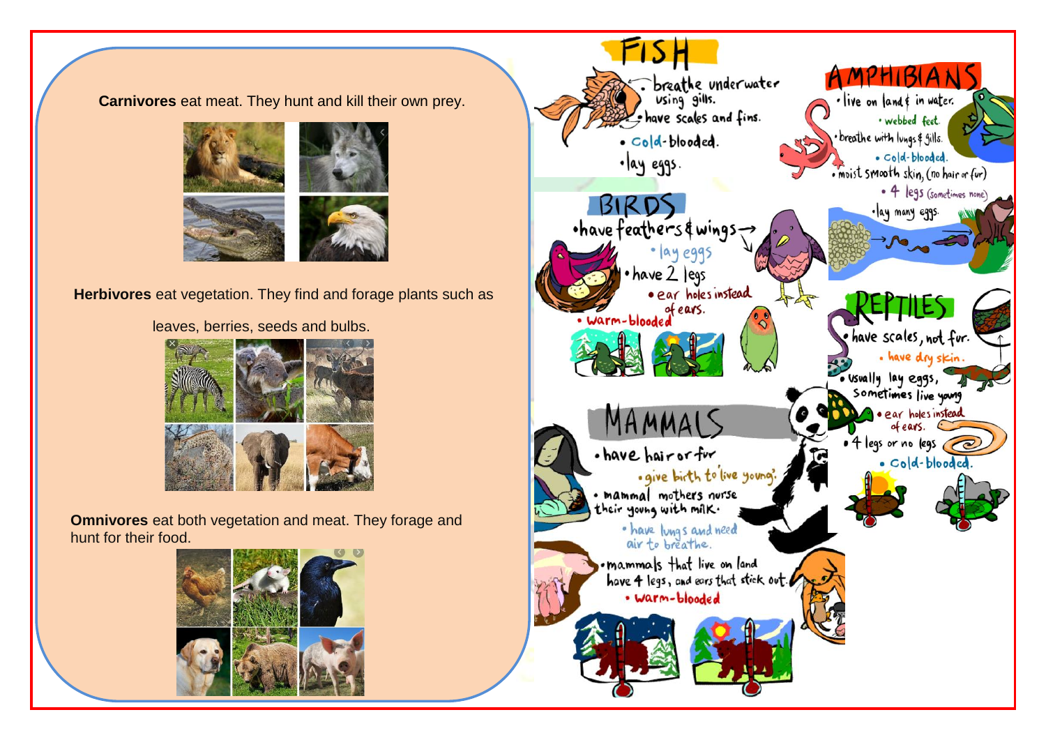**Carnivores** eat meat. They hunt and kill their own prey.

**Herbivores** eat vegetation. They find and forage plants such as leaves, berries, seeds and bulbs.

**Omnivores** eat both vegetation and meat. They forage and hunt for their food.

## FISH

- breathe underwater using gills.
- have scales and fins.
- Cold-blooded.
- lay eggs.

## AMPHIBIANS

- live on land & in water.
- webbed feet.
- breathe with lungs & gills.
- Cold-blooded.
- moist smooth skin, (no hair or fur)
- 4 legs (sometimes none)
- lay many eggs.

## BIRDS

- have feathers & wings
- lay eggs
- have 2 legs
- ear holes instead of ears.
- warm-blooded

## REPTILES

- have scales, not fur.
- have dry skin.
- usually lay eggs, sometimes live young
- ear holes instead of ears.
- 4 legs or no legs
- Cold-blooded.

## MAMMALS

- have hair or fur
- give birth to live young.
- mammal mothers nurse their young with milk.
- have lungs and need air to breathe.
- mammals that live on land have 4 legs, and ears that stick out.
- warm-blooded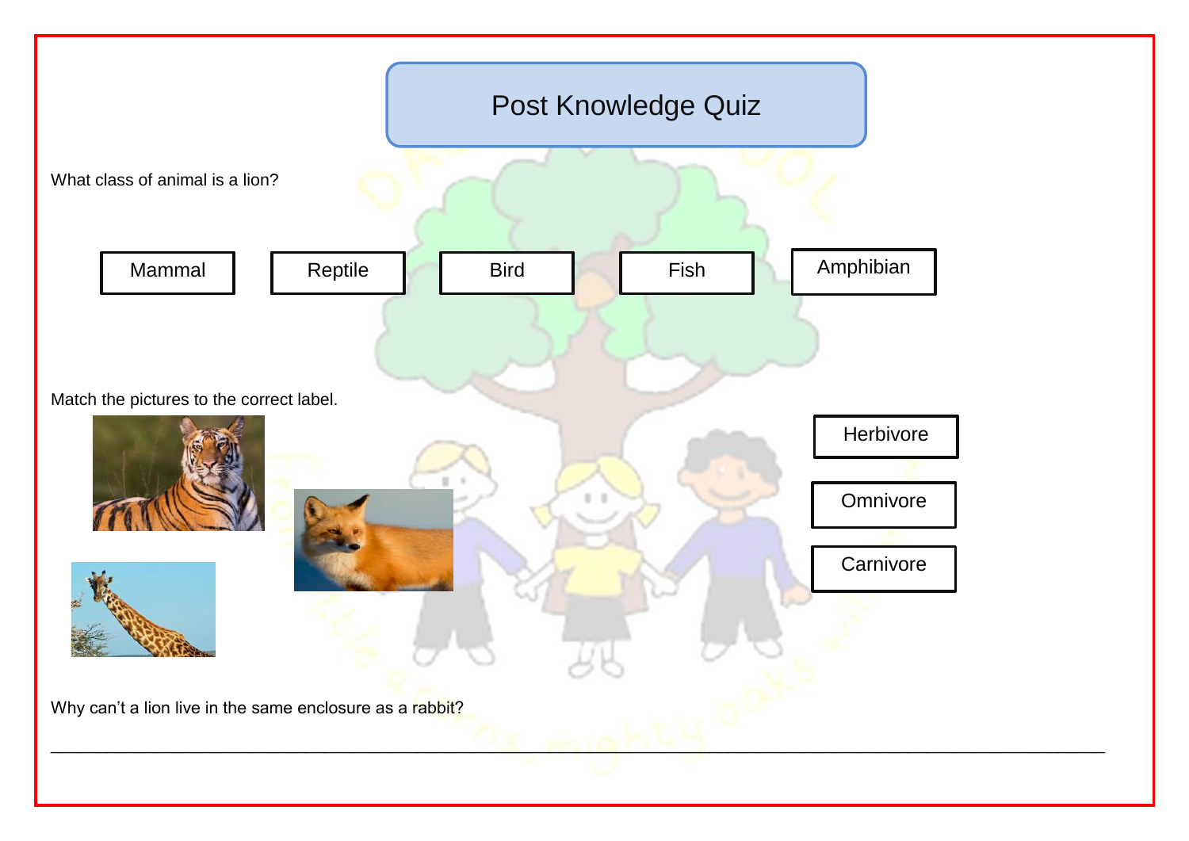# Post Knowledge Quiz

What class of animal is a lion?

Mammal

Reptile

Bird

Fish

Amphibian

Match the pictures to the correct label.

Herbivore

Omnivore

Carnivore

Why can't a lion live in the same enclosure as a rabbit?

\_\_\_\_\_\_\_\_\_\_\_\_\_\_\_\_\_\_\_\_\_\_\_\_\_\_\_\_\_\_\_\_\_\_\_\_\_\_\_\_\_\_\_\_\_\_\_\_\_\_\_\_\_\_\_\_\_\_\_\_\_\_\_\_\_\_\_\_\_\_\_\_\_\_\_\_\_\_